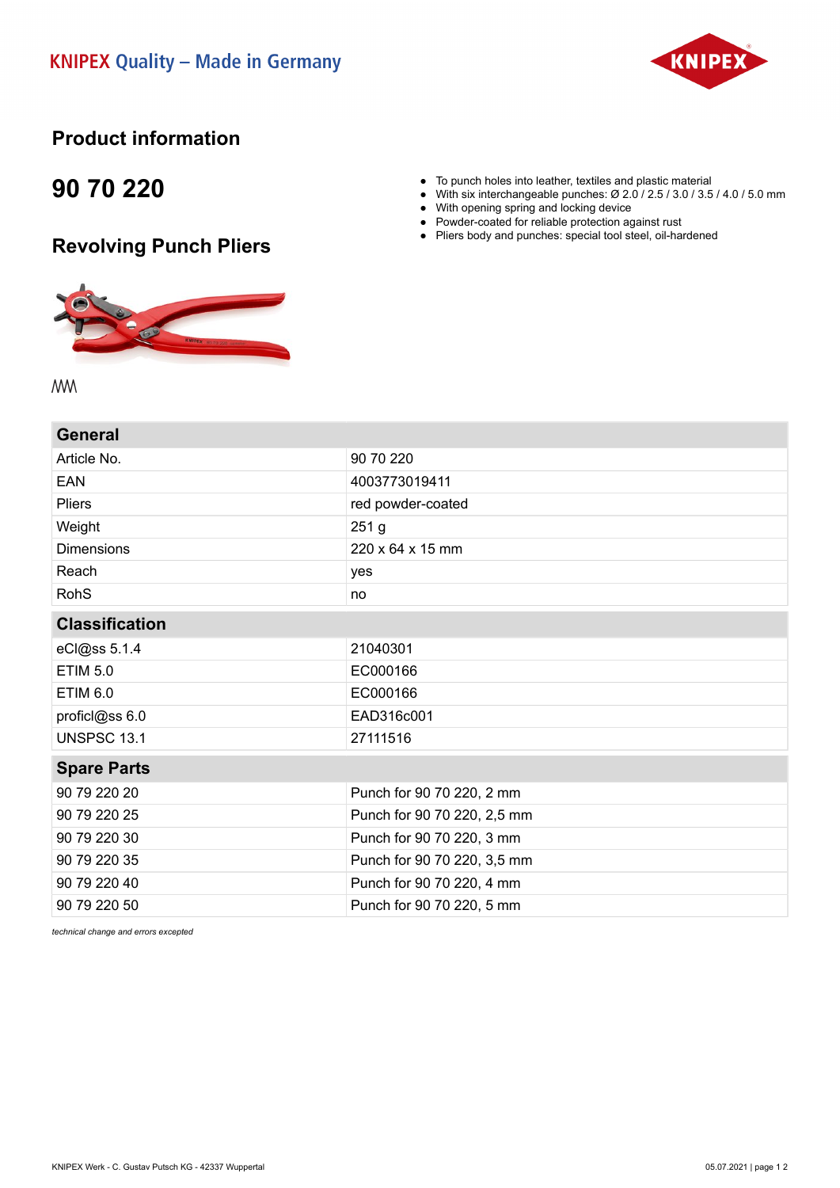KNIPEX Quality – Made in Germany

# Product information

## 90 70 220

## Revolving Punch Pliers

- To punch holes into leather, textiles and plastic material
- With six interchangeable punches: Ø 2.0 / 2.5 / 3.0 / 3.5 / 4.0 / 5.0 mm
- With opening spring and locking device
- Powder-coated for reliable protection against rust
- Pliers body and punches: special tool steel, oil-hardened

| General | |
|---|---|
| Article No. | 90 70 220 |
| EAN | 4003773019411 |
| Pliers | red powder-coated |
| Weight | 251 g |
| Dimensions | 220 x 64 x 15 mm |
| Reach | yes |
| RohS | no |

| Classification | |
|---|---|
| eCl@ss 5.1.4 | 21040301 |
| ETIM 5.0 | EC000166 |
| ETIM 6.0 | EC000166 |
| proficl@ss 6.0 | EAD316c001 |
| UNSPSC 13.1 | 27111516 |

| Spare Parts | |
|---|---|
| 90 79 220 20 | Punch for 90 70 220, 2 mm |
| 90 79 220 25 | Punch for 90 70 220, 2,5 mm |
| 90 79 220 30 | Punch for 90 70 220, 3 mm |
| 90 79 220 35 | Punch for 90 70 220, 3,5 mm |
| 90 79 220 40 | Punch for 90 70 220, 4 mm |
| 90 79 220 50 | Punch for 90 70 220, 5 mm |

*technical change and errors excepted*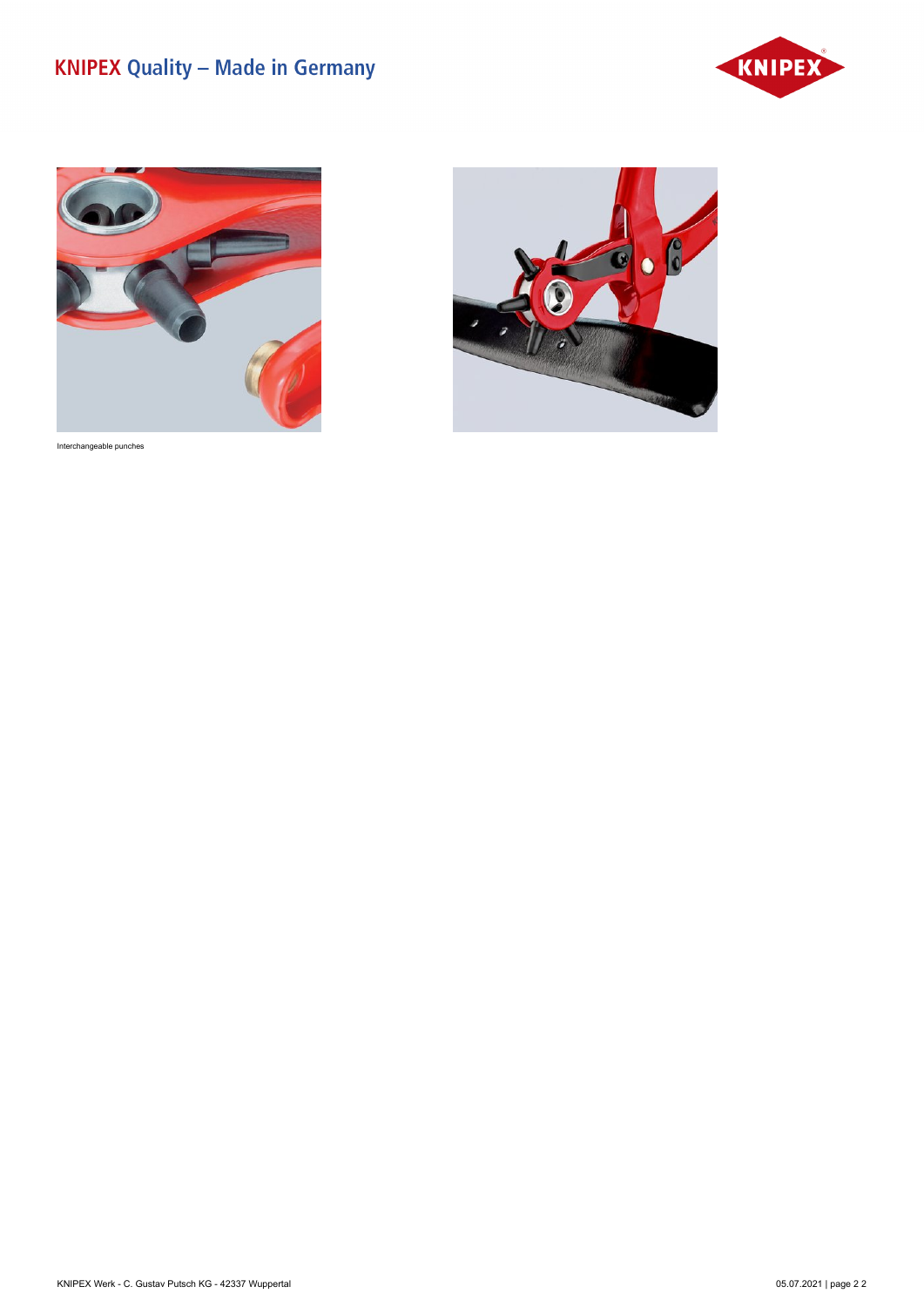Interchangeable punches